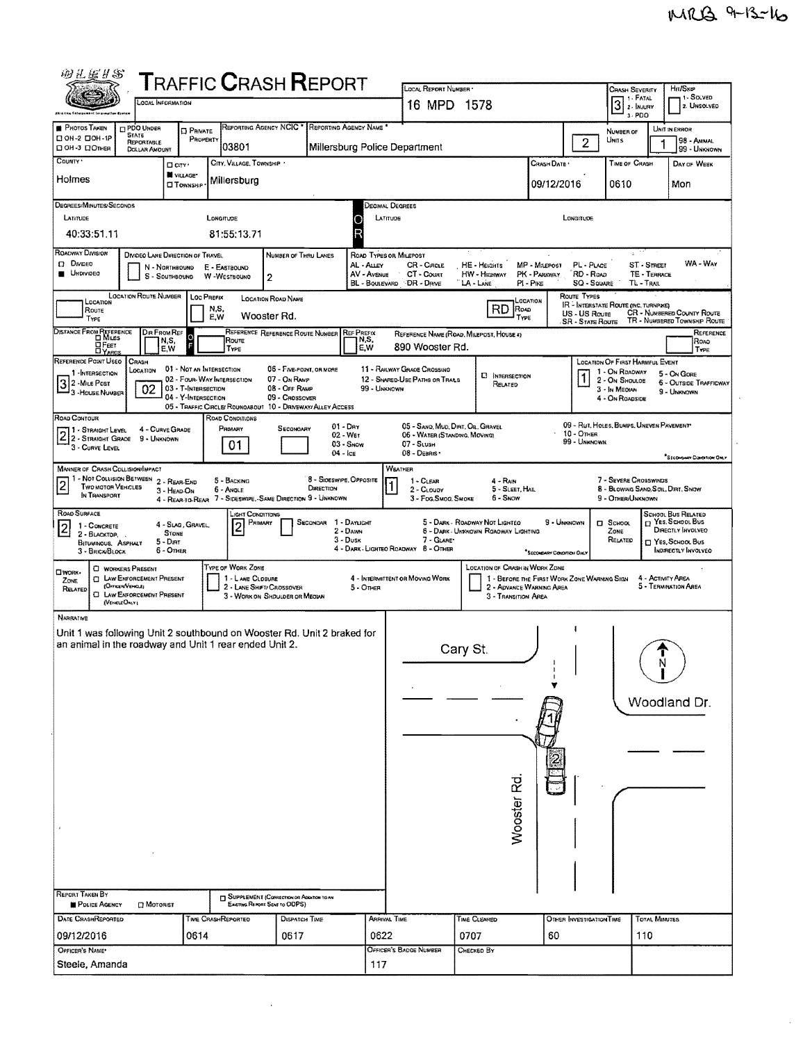MRB 9-13-16

# TRAFFIC CRASH REPORT

LOCAL INFORMATION

| Local Report Number | Crash Severity | Hit/Skip |
|---|---|---|
| 16 MPD 1578 | 3 (1 - Fatal, 2 - Injury, 3 - PDO) | 1 - Solved, 2 - Unsolved |

| Photos Taken | PDO Under State Reportable Dollar Amount | Private Property | Reporting Agency NCIC * | Reporting Agency Name * | Number of Units | Unit in Error |
|---|---|---|---|---|---|---|
| OH-2 / OH-1P / OH-3 / Other | | | 03801 | Millersburg Police Department | 2 | 1 (98 - Animal, 99 - Unknown) |

| County * | City, Village, Township * | Crash Date * | Time of Crash | Day of Week |
|---|---|---|---|---|
| Holmes | Village: Millersburg | 09/12/2016 | 0610 | Mon |

**Degrees/Minutes/Seconds**
- Latitude: 40:33:51.11
- Longitude: 81:55:13.71

**Decimal Degrees**
- Latitude:
- Longitude:

**Roadway Division:** Undivided
**Divided Lane Direction of Travel:** N - Northbound, S - Southbound, E - Eastbound, W - Westbound
**Number of Thru Lanes:** 2

Road Types or Milepost: AL - Alley, AV - Avenue, BL - Boulevard, CR - Circle, CT - Court, DR - Drive, HE - Heights, HW - Highway, LA - Lane, MP - Milepost, PK - Parkway, PI - Pike, PL - Place, RD - Road, SQ - Square, ST - Street, TE - Terrace, TL - Trail, WA - Way

| Location Route Type | Location Route Number | Loc Prefix (N,S,E,W) | Location Road Name | Location Road Type |
|---|---|---|---|---|
| | | | Wooster Rd. | RD |

Route Types: IR - Interstate Route (inc. turnpike), US - US Route, SR - State Route, CR - Numbered County Route, TR - Numbered Township Route

| Distance From Reference | Dir From Ref | Reference Route Type | Reference Route Number | Ref Prefix | Reference Name (Road, Milepost, House #) | Reference Road Type |
|---|---|---|---|---|---|---|
| | | | | | 890 Wooster Rd. | |

**Reference Point Used:** 3 (1 - Intersection, 2 - Mile Post, 3 - House Number)

**Crash Location:** 02
01 - Not an Intersection, 02 - Four-Way Intersection, 03 - T-Intersection, 04 - Y-Intersection, 05 - Traffic Circle/Roundabout, 06 - Five-point, or more, 07 - On Ramp, 08 - Off Ramp, 09 - Crossover, 10 - Driveway/Alley Access, 11 - Railway Grade Crossing, 12 - Shared-Use Paths or Trails, 99 - Unknown

Intersection Related: ☐

**Location of First Harmful Event:** 1
1 - On Roadway, 2 - On Shoulde, 3 - In Median, 4 - On Roadside, 5 - On Gore, 6 - Outside Trafficway, 9 - Unknown

**Road Contour:** 2
1 - Straight Level, 2 - Straight Grade, 3 - Curve Level, 4 - Curve Grade, 9 - Unknown

**Road Conditions:** Primary: 01; Secondary:
01 - Dry, 02 - Wet, 03 - Snow, 04 - Ice, 05 - Sand, Mud, Dirt, Oil, Gravel, 06 - Water (Standing, Moving), 07 - Slush, 08 - Debris*, 09 - Rut, Holes, Bumps, Uneven Pavement*, 10 - Other, 99 - Unknown

*Secondary Condition Only

**Manner of Crash Collision/Impact:** 2
1 - Not Collision Between Two Motor Vehicles in Transport, 2 - Rear-End, 3 - Head-On, 4 - Rear-to-Rear, 5 - Backing, 6 - Angle, 7 - Sideswipe, Same Direction, 8 - Sideswipe, Opposite Direction, 9 - Unknown

**Weather:** 1
1 - Clear, 2 - Cloudy, 3 - Fog, Smog, Smoke, 4 - Rain, 5 - Sleet, Hail, 6 - Snow, 7 - Severe Crosswinds, 8 - Blowing Sand, Soil, Dirt, Snow, 9 - Other/Unknown

**Road Surface:** 2
1 - Concrete, 2 - Blacktop, Bituminous, Asphalt, 3 - Brick/Block, 4 - Slag, Gravel, Stone, 5 - Dirt, 6 - Other

**Light Conditions:** Primary: 2; Secondary:
1 - Daylight, 2 - Dawn, 3 - Dusk, 4 - Dark - Lighted Roadway, 5 - Dark - Roadway Not Lighted, 6 - Dark - Unknown Roadway Lighting, 7 - Glare*, 8 - Other, 9 - Unknown

*Secondary Condition Only

School Zone Related: ☐
School Bus Related: ☐ Yes, School Bus Directly Involved; ☐ Yes, School Bus Indirectly Involved

**Work Zone Related:** ☐
☐ Workers Present; ☐ Law Enforcement Present (Officer/Vehicle); ☐ Law Enforcement Present (Vehicle Only)

Type of Work Zone: 1 - Lane Closure, 2 - Lane Shift/Crossover, 3 - Work on Shoulder or Median, 4 - Intermittent or Moving Work, 5 - Other

Location of Crash in Work Zone: 1 - Before the First Work Zone Warning Sign, 2 - Advance Warning Area, 3 - Transition Area, 4 - Activity Area, 5 - Termination Area

## Narrative

Unit 1 was following Unit 2 southbound on Wooster Rd. Unit 2 braked for an animal in the roadway and Unit 1 rear ended Unit 2.

Diagram labels: Cary St., Woodland Dr., Wooster Rd., N, 1, 2

**Report Taken By:** ■ Police Agency ☐ Motorist
☐ Supplement (Correction or Addition to an Existing Report Sent to ODPS)

| Date Crash Reported | Time Crash Reported | Dispatch Time | Arrival Time | Time Cleared | Other Investigation Time | Total Minutes |
|---|---|---|---|---|---|---|
| 09/12/2016 | 0614 | 0617 | 0622 | 0707 | 60 | 110 |

| Officer's Name * | Officer's Badge Number | Checked By |
|---|---|---|
| Steele, Amanda | 117 | |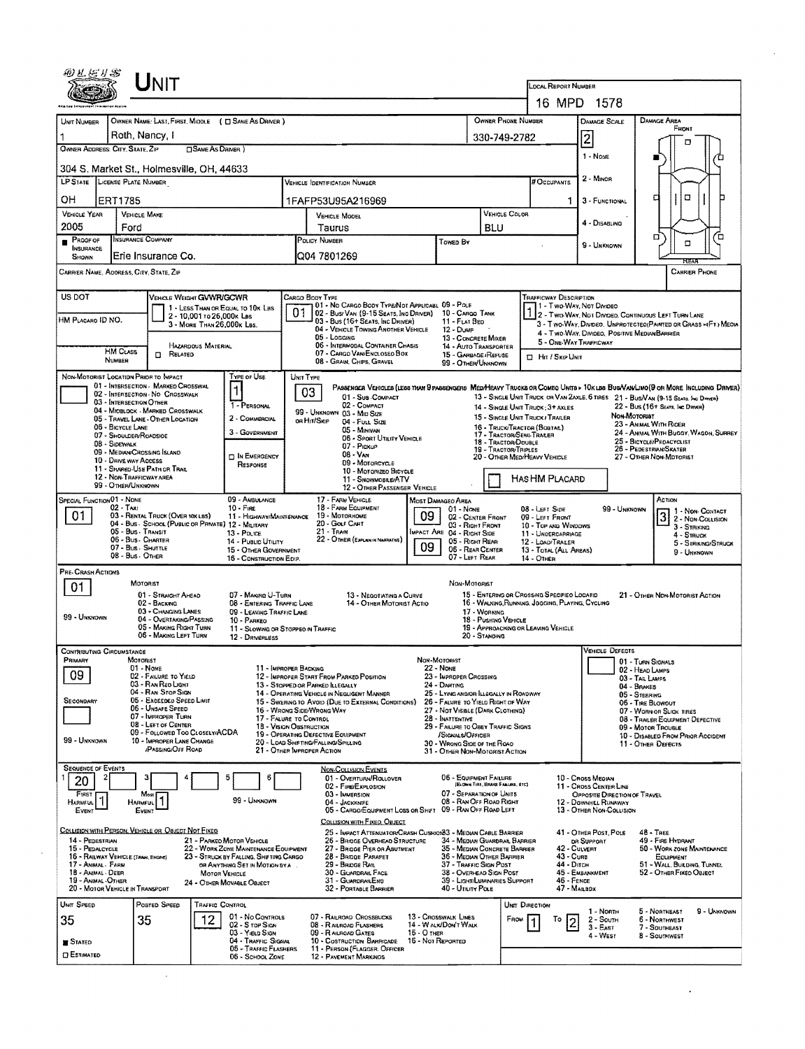# UNIT

**LOCAL REPORT NUMBER:** 16 MPD 1578

| UNIT NUMBER | OWNER NAME: LAST, FIRST, MIDDLE ( ☐ SAME AS DRIVER ) | OWNER PHONE NUMBER | DAMAGE SCALE | DAMAGE AREA |
|---|---|---|---|---|
| 1 | Roth, Nancy, I | 330-749-2782 | 2 | FRONT |

OWNER ADDRESS: CITY, STATE, ZIP ( ☐ SAME AS DRIVER )
304 S. Market St., Holmesville, OH, 44633

DAMAGE SCALE: 1 - NONE; 2 - MINOR; 3 - FUNCTIONAL; 4 - DISABLING; 9 - UNKNOWN

| LP STATE | LICENSE PLATE NUMBER | VEHICLE IDENTIFICATION NUMBER | # OCCUPANTS |
|---|---|---|---|
| OH | ERT1785 | 1FAFP53U95A216969 | 1 |

| VEHICLE YEAR | VEHICLE MAKE | VEHICLE MODEL | VEHICLE COLOR |
|---|---|---|---|
| 2005 | Ford | Taurus | BLU |

| PROOF OF INSURANCE SHOWN | INSURANCE COMPANY | POLICY NUMBER | TOWED BY |
|---|---|---|---|
| ■ | Erie Insurance Co. | Q04 7801269 | |

CARRIER NAME, ADDRESS, CITY, STATE, ZIP | CARRIER PHONE

US DOT

VEHICLE WEIGHT GVWR/GCWR: 1 - LESS THAN OR EQUAL TO 10K LBS; 2 - 10,001 TO 26,000K LBS; 3 - MORE THAN 26,000K LBS.

HM PLACARD ID NO.

HM CLASS NUMBER ☐ HAZARDOUS MATERIAL RELATED

CARGO BODY TYPE: **01** — 01 - NO CARGO BODY TYPE/NOT APPLICABLE; 02 - BUS/VAN (9-15 SEATS, INC DRIVER); 03 - BUS (16+ SEATS, INC DRIVER); 04 - VEHICLE TOWING ANOTHER VEHICLE; 05 - LOGGING; 06 - INTERMODAL CONTAINER CHASIS; 07 - CARGO VAN/ENCLOSED BOX; 08 - GRAIN, CHIPS, GRAVEL; 09 - POLE; 10 - CARGO TANK; 11 - FLAT BED; 12 - DUMP; 13 - CONCRETE MIXER; 14 - AUTO TRANSPORTER; 15 - GARBAGE /REFUSE; 99 - OTHER/UNKNOWN

TRAFFICWAY DESCRIPTION: **1** — 1 - TWO-WAY, NOT DIVIDED; 2 - TWO-WAY, NOT DIVIDED, CONTINUOUS LEFT TURN LANE; 3 - TWO-WAY, DIVIDED, UNPROTECTED (PAINTED OR GRASS >4FT.) MEDIA; 4 - TWO-WAY, DIVIDED, POSITIVE MEDIAN BARRIER; 5 - ONE-WAY TRAFFICWAY; ☐ HIT / SKIP UNIT

NON-MOTORIST LOCATION PRIOR TO IMPACT: 01 - INTERSECTION - MARKED CROSSWAL; 02 - INTERSECTION - NO CROSSWALK; 03 - INTERSECTION OTHER; 04 - MIDBLOCK - MARKED CROSSWALK; 05 - TRAVEL LANE - OTHER LOCATION; 06 - BICYCLE LANE; 07 - SHOULDER/ROADSIDE; 08 - SIDEWALK; 09 - MEDIAN/CROSSING ISLAND; 10 - DRIVE WAY ACCESS; 11 - SHARED-USE PATH OR TRAIL; 12 - NON-TRAFFICWAY AREA; 99 - OTHER/UNKNOWN

TYPE OF USE: **1** — 1 - PERSONAL; 2 - COMMERCIAL; 3 - GOVERNMENT; ☐ IN EMERGENCY RESPONSE

UNIT TYPE: **03** — PASSENGER VEHICLES (LESS THAN 9 PASSENGERS MED/HEAVY TRUCKS OR COMBO UNITS > 10K LBS BUS/VAN/LIMO (9 OR MORE INCLUDING DRIVER): 01 - SUB-COMPACT; 02 - COMPACT; 99 - UNKNOWN 03 - MID SIZE; OR HIT/SKIP 04 - FULL SIZE; 05 - MINIVAN; 06 - SPORT UTILITY VEHICLE; 07 - PICKUP; 08 - VAN; 09 - MOTORCYCLE; 10 - MOTORIZED BICYCLE; 11 - SNOWMOBILE/ATV; 12 - OTHER PASSENGER VEHICLE; 13 - SINGLE UNIT TRUCK OR VAN 2AXLE, 6 TIRES; 14 - SINGLE UNIT TRUCK; 3+ AXLES; 15 - SINGLE UNIT TRUCK / TRAILER; 16 - TRUCK/TRACTOR (BOBTAIL); 17 - TRACTOR/SEMI-TRAILER; 18 - TRACTOR/DOUBLE; 19 - TRACTOR/TRIPLES; 20 - OTHER MED/HEAVY VEHICLE; 21 - BUS/VAN (9-15 SEATS, INC DRIVER); 22 - BUS (16+ SEATS, INC DRIVER); NON-MOTORIST: 23 - ANIMAL WITH RIDER; 24 - ANIMAL WITH BUGGY, WAGON, SURREY; 25 - BICYCLE/PEDACYCLIST; 26 - PEDESTRIAN/SKATER; 27 - OTHER NON-MOTORIST; ☐ HAS HM PLACARD

SPECIAL FUNCTION: **01** — 01 - NONE; 02 - TAXI; 03 - RENTAL TRUCK (OVER 10K LBS); 04 - BUS - SCHOOL (PUBLIC OR PRIVATE); 05 - BUS - TRANSIT; 06 - BUS - CHARTER; 07 - BUS - SHUTTLE; 08 - BUS - OTHER; 09 - AMBULANCE; 10 - FIRE; 11 - HIGHWAY/MAINTENANCE; 12 - MILITARY; 13 - POLICE; 14 - PUBLIC UTILITY; 15 - OTHER GOVERNMENT; 16 - CONSTRUCTION EQIP.; 17 - FARM VEHICLE; 18 - FARM EQUIPMENT; 19 - MOTORHOME; 20 - GOLF CART; 21 - TRAIN; 22 - OTHER (EXPLAIN IN NARRATIVE)

MOST DAMAGED AREA: **09**; IMPACT ARE: **09** — 01 - NONE; 02 - CENTER FRONT; 03 - RIGHT FRONT; 04 - RIGHT SIDE; 05 - RIGHT REAR; 06 - REAR CENTER; 07 - LEFT REAR; 08 - LEFT SIDE; 09 - LEFT FRONT; 10 - TOP AND WINDOWS; 11 - UNDERCARRIAGE; 12 - LOAD/TRAILER; 13 - TOTAL (ALL AREAS); 14 - OTHER; 99 - UNKNOWN

ACTION: **3** — 1 - NON-CONTACT; 2 - NON-COLLISION; 3 - STRIKING; 4 - STRUCK; 5 - STRIKING/STRUCK; 9 - UNKNOWN

PRE-CRASH ACTIONS: **01**
MOTORIST: 01 - STRAIGHT AHEAD; 02 - BACKING; 03 - CHANGING LANES; 04 - OVERTAKING/PASSING; 05 - MAKING RIGHT TURN; 06 - MAKING LEFT TURN; 07 - MAKING U-TURN; 08 - ENTERING TRAFFIC LANE; 09 - LEAVING TRAFFIC LANE; 10 - PARKED; 11 - SLOWING OR STOPPED IN TRAFFIC; 12 - DRIVERLESS; 13 - NEGOTIATING A CURVE; 14 - OTHER MOTORIST ACTIO; 99 - UNKNOWN
NON-MOTORIST: 15 - ENTERING OR CROSSING SPECIFIED LOCATIO; 16 - WALKING, RUNNING, JOGGING, PLAYING, CYCLING; 17 - WORKING; 18 - PUSHING VEHICLE; 19 - APPROACHING OR LEAVING VEHICLE; 20 - STANDING; 21 - OTHER NON-MOTORIST ACTION

CONTRIBUTING CIRCUMSTANCE: PRIMARY **09**; SECONDARY
MOTORIST: 01 - NONE; 02 - FAILURE TO YIELD; 03 - RAN RED LIGHT; 04 - RAN STOP SIGN; 05 - EXCEEDED SPEED LIMIT; 06 - UNSAFE SPEED; 07 - IMPROPER TURN; 08 - LEFT OF CENTER; 09 - FOLLOWED TOO CLOSELY/ACDA; 10 - IMPROPER LANE CHANGE /PASSING/OFF ROAD; 11 - IMPROPER BACKING; 12 - IMPROPER START FROM PARKED POSITION; 13 - STOPPED OR PARKED ILLEGALLY; 14 - OPERATING VEHICLE IN NEGLIGENT MANNER; 15 - SWERING TO AVOID (DUE TO EXTERNAL CONDITIONS); 16 - WRONG SIDE/WRONG WAY; 17 - FALURE TO CONTROL; 18 - VISION OBSTRUCTION; 19 - OPERATING DEFECTIVE EQUIPMENT; 20 - LOAD SHIFTING/FALLING/SPILLING; 21 - OTHER IMPROPER ACTION; 99 - UNKNOWN
NON-MOTORIST: 22 - NONE; 23 - IMPROPER CROSSING; 24 - DARTING; 25 - LYING AND/OR ILLEGALLY IN ROADWAY; 26 - FALURE TO YIELD RIGHT OF WAY; 27 - NOT VISIBLE (DARK CLOTHING); 28 - INATTENTIVE; 29 - FAILURE TO OBEY TRAFFIC SIGNS /SIGNALS/OFFICER; 30 - WRONG SIDE OF THE ROAD; 31 - OTHER NON-MOTORIST ACTION

VEHICLE DEFECTS: 01 - TURN SIGNALS; 02 - HEAD LAMPS; 03 - TAIL LAMPS; 04 - BRAKES; 05 - STEERING; 06 - TIRE BLOWOUT; 07 - WORN OR SLICK TIRES; 08 - TRAILER EQUIPMENT DEFECTIVE; 09 - MOTOR TROUBLE; 10 - DISABLED FROM PRIOR ACCIDENT; 11 - OTHER DEFECTS

SEQUENCE OF EVENTS: 1: **20**; 2; 3; 4; 5; 6
FIRST HARMFUL EVENT: **1**; MOST HARMFUL EVENT: **1**; 99 - UNKNOWN

NON-COLLISION EVENTS: 01 - OVERTURN/ROLLOVER; 02 - FIRE/EXPLOSION; 03 - IMMERSION; 04 - JACKKNIFE; 05 - CARGO/EQUIPMENT LOSS OR SHIFT; 06 - EQUIPMENT FAILURE (BLOWN TIRE, BRAKE FAILURE, ETC); 07 - SEPARATION OF UNITS; 08 - RAN OFF ROAD RIGHT; 09 - RAN OFF ROAD LEFT; 10 - CROSS MEDIAN; 11 - CROSS CENTER LINE OPPOSITE DIRECTION OF TRAVEL; 12 - DOWNHILL RUNAWAY; 13 - OTHER NON-COLLISION

COLLISION WITH PERSON, VEHICLE OR OBJECT NOT FIXED: 14 - PEDESTRIAN; 15 - PEDALCYCLE; 16 - RAILWAY VEHICLE (TRAIN, ENGINE); 17 - ANIMAL - FARM; 18 - ANIMAL - DEER; 19 - ANIMAL - OTHER; 20 - MOTOR VEHICLE IN TRANSPORT; 21 - PARKED MOTOR VEHICLE; 22 - WORK ZONE MAINTENANCE EQUIPMENT; 23 - STRUCK BY FALLING, SHIFTING CARGO OR ANYTHING SET IN MOTION BY A MOTOR VEHICLE; 24 - OTHER MOVABLE OBJECT

COLLISION WITH FIXED, OBJECT: 25 - IMPACT ATTENUATOR/CRASH CUSHION; 26 - BRIDGE OVERHEAD STRUCTURE; 27 - BRIDGE PIER OR ABUTMENT; 28 - BRIDGE PARAPET; 29 - BRIDGE RAIL; 30 - GUARDRAIL FACE; 31 - GUARDRAILEND; 32 - PORTABLE BARRIER; 33 - MEDIAN CABLE BARRIER; 34 - MEDIAN GUARDRAIL BARRIER; 35 - MEDIAN CONCRETE BARRIER; 36 - MEDIAN OTHER BARRIER; 37 - TRAFFIC SIGN POST; 38 - OVERHEAD SIGN POST; 39 - LIGHT/LUMINARIES SUPPORT; 40 - UTILITY POLE; 41 - OTHER POST, POLE OR SUPPORT; 42 - CULVERT; 43 - CURB; 44 - DITCH; 45 - EMBANKMENT; 46 - FENCE; 47 - MAILBOX; 48 - TREE; 49 - FIRE HYDRANT; 50 - WORK ZONE MAINTENANCE EQUIPMENT; 51 - WALL, BUILDING, TUNNEL; 52 - OTHER FIXED OBJECT

| UNIT SPEED | POSTED SPEED | TRAFFIC CONTROL | UNIT DIRECTION |
|---|---|---|---|
| 35 | 35 | 12 | FROM 1 TO 2 |

■ STATED ☐ ESTIMATED

TRAFFIC CONTROL: 01 - NO CONTROLS; 02 - STOP SIGN; 03 - YIELD SIGN; 04 - TRAFFIC SIGNAL; 05 - TRAFFIC FLASHERS; 06 - SCHOOL ZONE; 07 - RAILROAD CROSSBUCKS; 08 - RAILROAD FLASHERS; 09 - RAILROAD GATES; 10 - CONSTRUCTION BARRICADE; 11 - PERSON (FLAGGER, OFFICER; 12 - PAVEMENT MARKINGS; 13 - CROSSWALK LINES; 14 - WALK/DON'T WALK; 15 - OTHER; 16 - NOT REPORTED

UNIT DIRECTION: 1 - NORTH; 2 - SOUTH; 3 - EAST; 4 - WEST; 5 - NORTHEAST; 6 - NORTHWEST; 7 - SOUTHEAST; 8 - SOUTHWEST; 9 - UNKNOWN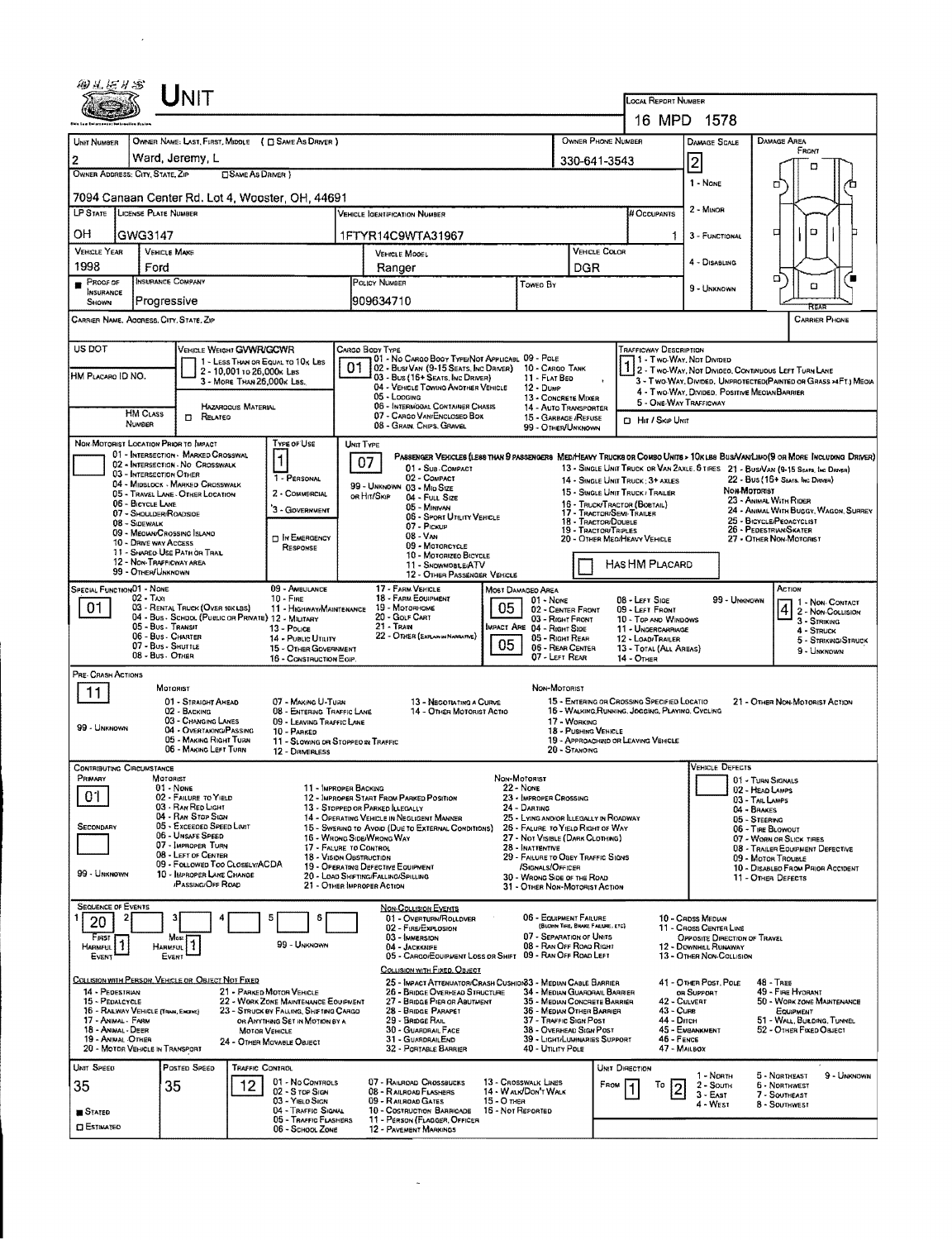# UNIT

**Local Report Number:** 16 MPD 1578

| Field | Value |
|---|---|
| Unit Number | 2 |
| Owner Name: Last, First, Middle | Ward, Jeremy, L |
| Owner Phone Number | 330-641-3543 |
| Owner Address: City, State, Zip | 7094 Canaan Center Rd. Lot 4, Wooster, OH, 44691 |
| LP State | OH |
| License Plate Number | GWG3147 |
| Vehicle Identification Number | 1FTYR14C9WTA31967 |
| # Occupants | 1 |
| Vehicle Year | 1998 |
| Vehicle Make | Ford |
| Vehicle Model | Ranger |
| Vehicle Color | DGR |
| Proof of Insurance Shown | ■ |
| Insurance Company | Progressive |
| Policy Number | 909634710 |
| Towed By | |
| Damage Scale | 2 |
| Carrier Name, Address, City, State, Zip | |
| Carrier Phone | |

**Damage Scale:** 1 - None; 2 - Minor; 3 - Functional; 4 - Disabling; 9 - Unknown

**Damage Area:** Front / Rear

| Field | Value |
|---|---|
| US DOT | |
| Vehicle Weight GVWR/GCWR | 1 - Less Than or Equal to 10k Lbs; 2 - 10,001 to 26,000k Lbs; 3 - More Than 26,000k Lbs. |
| HM Placard ID No. | |
| HM Class Number | |
| Hazardous Material | □ Related |
| Cargo Body Type | 01 |
| Trafficway Description | 1 |

**Cargo Body Type:** 01 - No Cargo Body Type/Not Applicabl; 02 - Bus/Van (9-15 Seats, Inc Driver); 03 - Bus (16+ Seats, Inc Driver); 04 - Vehicle Towing Another Vehicle; 05 - Logging; 06 - Intermodal Container Chassis; 07 - Cargo Van/Enclosed Box; 08 - Grain, Chips, Gravel; 09 - Pole; 10 - Cargo Tank; 11 - Flat Bed; 12 - Dump; 13 - Concrete Mixer; 14 - Auto Transporter; 15 - Garbage /Refuse; 99 - Other/Unknown

**Trafficway Description:** 1 - Two-Way, Not Divided; 2 - Two-Way, Not Divided, Continuous Left Turn Lane; 3 - Two-Way, Divided, Unprotected(Painted or Grass >4Ft.) Media; 4 - Two-Way, Divided, Positive Median Barrier; 5 - One-Way Trafficway; □ Hit / Skip Unit

| Field | Value |
|---|---|
| Non-Motorist Location Prior to Impact | |
| Type of Use | 1 |
| Unit Type | 07 |

**Non-Motorist Location Prior to Impact:** 01 - Intersection - Marked Crosswal; 02 - Intersection - No Crosswalk; 03 - Intersection Other; 04 - Midblock - Marked Crosswalk; 05 - Travel Lane - Other Location; 06 - Bicycle Lane; 07 - Shoulder/Roadside; 08 - Sidewalk; 09 - Median/Crossing Island; 10 - Drive way Access; 11 - Shared-Use Path or Trail; 12 - Non-Trafficway Area; 99 - Other/Unknown

**Type of Use:** 1 - Personal; 2 - Commercial; 3 - Government; □ In Emergency Response

**Unit Type:** Passenger Vehicles (less than 9 passengers): 01 - Sub-Compact; 02 - Compact; 99 - Unknown 03 - Mid Size or Hit/Skip; 04 - Full Size; 05 - Minivan; 06 - Sport Utility Vehicle; 07 - Pickup; 08 - Van; 09 - Motorcycle; 10 - Motorized Bicycle; 11 - Snowmobile/ATV; 12 - Other Passenger Vehicle. Med/Heavy Trucks or Combo Units > 10k lbs Bus/Van/Limo(9 or More Including Driver): 13 - Single Unit Truck or Van 2Axle, 6 Tires; 14 - Single Unit Truck; 3+ Axles; 15 - Single Unit Truck / Trailer; 16 - Truck/Tractor (Bobtail); 17 - Tractor/Semi-Trailer; 18 - Tractor/Double; 19 - Tractor/Triples; 20 - Other Med/Heavy Vehicle; 21 - Bus/Van (9-15 Seats, Inc Driver); 22 - Bus (16+ Seats, Inc Driver). Non-Motorist: 23 - Animal With Rider; 24 - Animal With Buggy, Wagon, Surrey; 25 - Bicycle/Pedacyclist; 26 - Pedestrian/Skater; 27 - Other Non-Motorist. □ Has HM Placard

| Field | Value |
|---|---|
| Special Function | 01 |
| Most Damaged Area | 05 |
| Impact Are | 05 |
| Action | 4 |

**Special Function:** 01 - None; 02 - Taxi; 03 - Rental Truck (Over 10k lbs); 04 - Bus - School (Public or Private); 05 - Bus - Transit; 06 - Bus - Charter; 07 - Bus - Shuttle; 08 - Bus - Other; 09 - Ambulance; 10 - Fire; 11 - Highway/Maintenance; 12 - Military; 13 - Police; 14 - Public Utility; 15 - Other Government; 16 - Construction Eqip.; 17 - Farm Vehicle; 18 - Farm Equipment; 19 - Motorhome; 20 - Golf Cart; 21 - Train; 22 - Other (Explain in Narrative)

**Most Damaged Area:** 01 - None; 02 - Center Front; 03 - Right Front; 04 - Right Side; 05 - Right Rear; 06 - Rear Center; 07 - Left Rear; 08 - Left Side; 09 - Left Front; 10 - Top and Windows; 11 - Undercarriage; 12 - Load/Trailer; 13 - Total (All Areas); 14 - Other; 99 - Unknown

**Action:** 1 - Non-Contact; 2 - Non-Collision; 3 - Striking; 4 - Struck; 5 - Striking/Struck; 9 - Unknown

**Pre-Crash Actions:** 11

Motorist: 01 - Straight Ahead; 02 - Backing; 03 - Changing Lanes; 04 - Overtaking/Passing; 05 - Making Right Turn; 06 - Making Left Turn; 07 - Making U-Turn; 08 - Entering Traffic Lane; 09 - Leaving Traffic Lane; 10 - Parked; 11 - Slowing or Stopped in Traffic; 12 - Driverless; 13 - Negotiating a Curve; 14 - Other Motorist Actio. 99 - Unknown

Non-Motorist: 15 - Entering or Crossing Specified Locatio; 16 - Walking,Running, Jogging, Playing, Cycling; 17 - Working; 18 - Pushing Vehicle; 19 - Approaching or Leaving Vehicle; 20 - Standing; 21 - Other Non-Motorist Action

**Contributing Circumstance:** Primary: 01; Secondary: (blank)

Motorist: 01 - None; 02 - Failure to Yield; 03 - Ran Red Light; 04 - Ran Stop Sign; 05 - Exceeded Speed Limit; 06 - Unsafe Speed; 07 - Improper Turn; 08 - Left of Center; 09 - Followed Too Closely/ACDA; 10 - Improper Lane Change /Passing/Off Road; 11 - Improper Backing; 12 - Improper Start From Parked Position; 13 - Stopped or Parked Illegally; 14 - Operating Vehicle in Negligent Manner; 15 - Swering to Avoid (Due to External Conditions); 16 - Wrong Side/Wrong Way; 17 - Failure to Control; 18 - Vision Obstruction; 19 - Operating Defective Equipment; 20 - Load Shifting/Falling/Spilling; 21 - Other Improper Action. 99 - Unknown

Non-Motorist: 22 - None; 23 - Improper Crossing; 24 - Darting; 25 - Lying and/or Illegally in Roadway; 26 - Failure to Yield Right of Way; 27 - Not Visible (Dark Clothing); 28 - Inattentive; 29 - Failure to Obey Traffic Signs /Signals/Officer; 30 - Wrong Side of the Road; 31 - Other Non-Motorist Action

**Vehicle Defects:** 01 - Turn Signals; 02 - Head Lamps; 03 - Tail Lamps; 04 - Brakes; 05 - Steering; 06 - Tire Blowout; 07 - Worn or Slick Tires; 08 - Trailer Equipment Defective; 09 - Motor Trouble; 10 - Disabled From Prior Accident; 11 - Other Defects

**Sequence of Events:** 1: 20; 2: (blank); 3; 4; 5; 6. First Harmful Event: 1; Most Harmful Event: 1

Non-Collision Events: 01 - Overturn/Rollover; 02 - Fire/Explosion; 03 - Immersion; 04 - Jackknife; 05 - Cargo/Equipment Loss or Shift; 06 - Equipment Failure (Blown Tire, Brake Failure, etc); 07 - Separation of Units; 08 - Ran Off Road Right; 09 - Ran Off Road Left; 10 - Cross Median; 11 - Cross Center Line Opposite Direction of Travel; 12 - Downhill Runaway; 13 - Other Non-Collision. 99 - Unknown

Collision with Person, Vehicle or Object Not Fixed: 14 - Pedestrian; 15 - Pedalcycle; 16 - Railway Vehicle (Train, Engine); 17 - Animal - Farm; 18 - Animal - Deer; 19 - Animal -Other; 20 - Motor Vehicle in Transport; 21 - Parked Motor Vehicle; 22 - Work Zone Maintenance Equipment; 23 - Struck by Falling, Shifting Cargo or Anything Set in Motion by a Motor Vehicle; 24 - Other Movable Object

Collision with Fixed, Object: 25 - Impact Attenuator/Crash Cushion; 26 - Bridge Overhead Structure; 27 - Bridge Pier or Abutment; 28 - Bridge Parapet; 29 - Bridge Rail; 30 - Guardrail Face; 31 - Guardrail End; 32 - Portable Barrier; 33 - Median Cable Barrier; 34 - Median Guardrail Barrier; 35 - Median Concrete Barrier; 36 - Median Other Barrier; 37 - Traffic Sign Post; 38 - Overhead Sign Post; 39 - Light/Luminaries Support; 40 - Utility Pole; 41 - Other Post, Pole or Support; 42 - Culvert; 43 - Curb; 44 - Ditch; 45 - Embankment; 46 - Fence; 47 - Mailbox; 48 - Tree; 49 - Fire Hydrant; 50 - Work Zone Maintenance Equipment; 51 - Wall, Building, Tunnel; 52 - Other Fixed Object

| Unit Speed | Posted Speed | Traffic Control | Unit Direction From | Unit Direction To |
|---|---|---|---|---|
| 35 | 35 | 12 | 1 | 2 |

■ Stated; □ Estimated

**Traffic Control:** 01 - No Controls; 02 - Stop Sign; 03 - Yield Sign; 04 - Traffic Signal; 05 - Traffic Flashers; 06 - School Zone; 07 - Railroad Crossbucks; 08 - Railroad Flashers; 09 - Railroad Gates; 10 - Costruction Barricade; 11 - Person (Flagger, Officer); 12 - Pavement Markings; 13 - Crosswalk Lines; 14 - Walk/Don't Walk; 15 - Other; 16 - Not Reported

**Unit Direction:** 1 - North; 2 - South; 3 - East; 4 - West; 5 - Northeast; 6 - Northwest; 7 - Southeast; 8 - Southwest; 9 - Unknown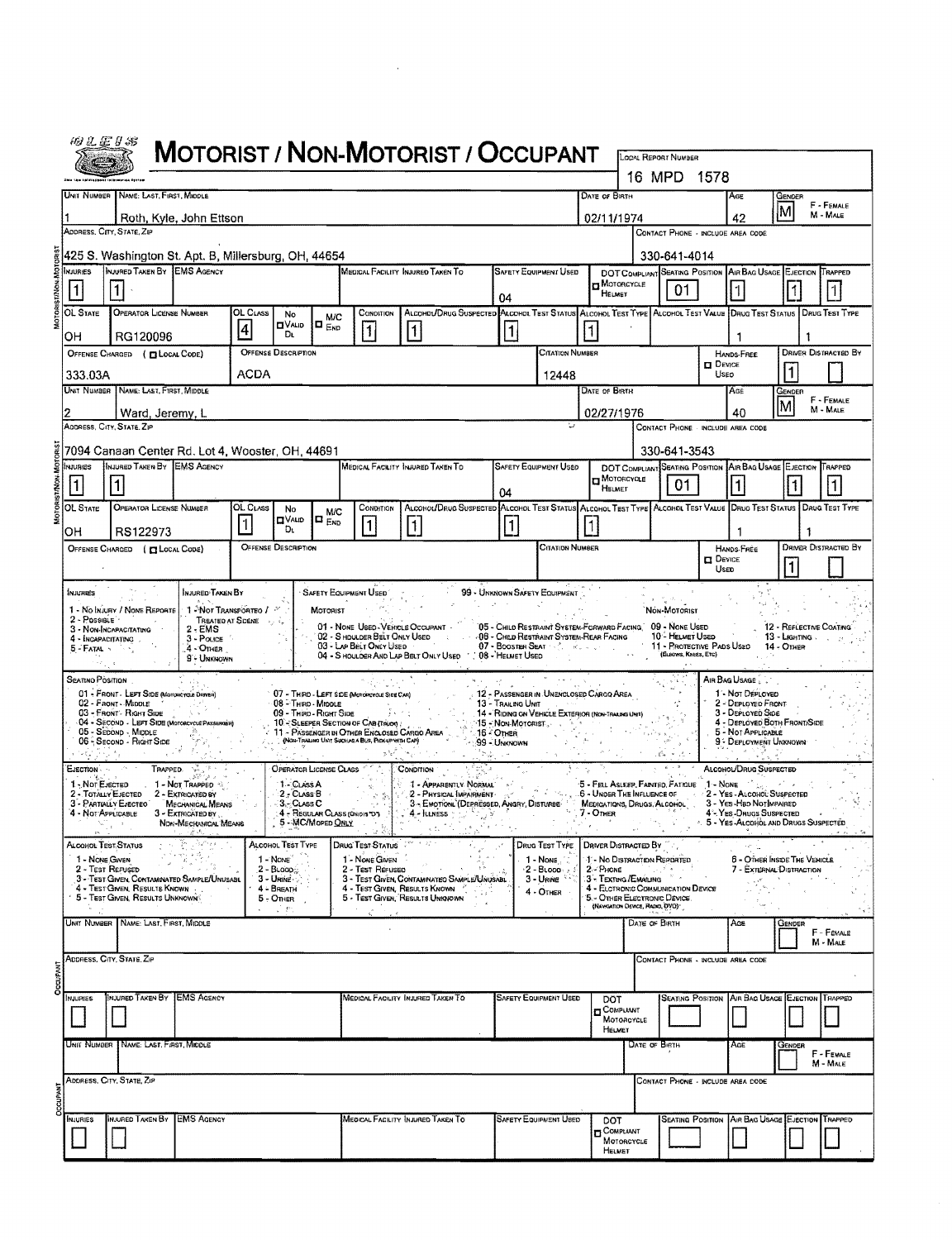# MOTORIST / NON-MOTORIST / OCCUPANT

LOCAL REPORT NUMBER: 16 MPD 1578

## MOTORIST/NON-MOTORIST

| UNIT NUMBER | NAME: LAST, FIRST, MIDDLE | DATE OF BIRTH | AGE | GENDER (F - FEMALE, M - MALE) |
|---|---|---|---|---|
| 1 | Roth, Kyle, John Ettson | 02/11/1974 | 42 | M |

| ADDRESS, CITY, STATE, ZIP | CONTACT PHONE - INCLUDE AREA CODE |
|---|---|
| 425 S. Washington St. Apt. B, Millersburg, OH, 44654 | 330-641-4014 |

| INJURIES | INJURED TAKEN BY | EMS AGENCY | MEDICAL FACILITY INJURED TAKEN TO | SAFETY EQUIPMENT USED | DOT COMPLIANT MOTORCYCLE HELMET | SEATING POSITION | AIR BAG USAGE | EJECTION | TRAPPED |
|---|---|---|---|---|---|---|---|---|---|
| 1 | 1 | | | 04 | | 01 | 1 | 1 | 1 |

| OL STATE | OPERATOR LICENSE NUMBER | OL CLASS | NO VALID DL | M/C END | CONDITION | ALCOHOL/DRUG SUSPECTED | ALCOHOL TEST STATUS | ALCOHOL TEST TYPE | ALCOHOL TEST VALUE | DRUG TEST STATUS | DRUG TEST TYPE |
|---|---|---|---|---|---|---|---|---|---|---|---|
| OH | RG120096 | 4 | | | 1 | 1 | 1 | 1 | | 1 | 1 |

| OFFENSE CHARGED ( LOCAL CODE) | OFFENSE DESCRIPTION | CITATION NUMBER | HANDS-FREE DEVICE USED | DRIVER DISTRACTED BY |
|---|---|---|---|---|
| 333.03A | ACDA | 12448 | | 1 |

| UNIT NUMBER | NAME: LAST, FIRST, MIDDLE | DATE OF BIRTH | AGE | GENDER (F - FEMALE, M - MALE) |
|---|---|---|---|---|
| 2 | Ward, Jeremy, L | 02/27/1976 | 40 | M |

| ADDRESS, CITY, STATE, ZIP | CONTACT PHONE - INCLUDE AREA CODE |
|---|---|
| 7094 Canaan Center Rd. Lot 4, Wooster, OH, 44691 | 330-641-3543 |

| INJURIES | INJURED TAKEN BY | EMS AGENCY | MEDICAL FACILITY INJURED TAKEN TO | SAFETY EQUIPMENT USED | DOT COMPLIANT MOTORCYCLE HELMET | SEATING POSITION | AIR BAG USAGE | EJECTION | TRAPPED |
|---|---|---|---|---|---|---|---|---|---|
| 1 | 1 | | | 04 | | 01 | 1 | 1 | 1 |

| OL STATE | OPERATOR LICENSE NUMBER | OL CLASS | NO VALID DL | M/C END | CONDITION | ALCOHOL/DRUG SUSPECTED | ALCOHOL TEST STATUS | ALCOHOL TEST TYPE | ALCOHOL TEST VALUE | DRUG TEST STATUS | DRUG TEST TYPE |
|---|---|---|---|---|---|---|---|---|---|---|---|
| OH | RS122973 | 1 | | | 1 | 1 | 1 | 1 | | 1 | 1 |

| OFFENSE CHARGED ( LOCAL CODE) | OFFENSE DESCRIPTION | CITATION NUMBER | HANDS-FREE DEVICE USED | DRIVER DISTRACTED BY |
|---|---|---|---|---|
| | | | | 1 |

## Codes

**INJURIES**
1 - No Injury / None Reported
2 - Possible
3 - Non-Incapacitating
4 - Incapacitating
5 - Fatal

**INJURED TAKEN BY**
1 - Not Transported / Treated at Scene
2 - EMS
3 - Police
4 - Other
9 - Unknown

**SAFETY EQUIPMENT USED** (99 - Unknown Safety Equipment)

Motorist:
01 - None Used - Vehicle Occupant
02 - Shoulder Belt Only Used
03 - Lap Belt Only Used
04 - Shoulder and Lap Belt Only Used
05 - Child Restraint System-Forward Facing
06 - Child Restraint System-Rear Facing
07 - Booster Seat
08 - Helmet Used

Non-Motorist:
09 - None Used
10 - Helmet Used
11 - Protective Pads Used (Elbows, Knees, Etc)
12 - Reflective Coating
13 - Lighting
14 - Other

**SEATING POSITION**
01 - Front - Left Side (Motorcycle Driver)
02 - Front - Middle
03 - Front - Right Side
04 - Second - Left Side (Motorcycle Passenger)
05 - Second - Middle
06 - Second - Right Side
07 - Third - Left Side (Motorcycle Side Car)
08 - Third - Middle
09 - Third - Right Side
10 - Sleeper Section of Cab (Truck)
11 - Passenger in Other Enclosed Cargo Area (Non-Trailing Unit Such as a Bus, Pick-up with Cap)
12 - Passenger in Unenclosed Cargo Area
13 - Trailing Unit
14 - Riding on Vehicle Exterior (Non-Trailing Unit)
15 - Non-Motorist
16 - Other
99 - Unknown

**AIR BAG USAGE**
1 - Not Deployed
2 - Deployed Front
3 - Deployed Side
4 - Deployed Both Front/Side
5 - Not Applicable
9 - Deployment Unknown

**EJECTION**
1 - Not Ejected
2 - Totally Ejected
3 - Partially Ejected
4 - Not Applicable

**TRAPPED**
1 - Not Trapped
2 - Extricated by Mechanical Means
3 - Extricated by Non-Mechanical Means

**OPERATOR LICENSE CLASS**
1 - Class A
2 - Class B
3 - Class C
4 - Regular Class (Ohio is "D")
5 - M/C Moped Only

**CONDITION**
1 - Apparently Normal
2 - Physical Impairment
3 - Emotional (Depressed, Angry, Disturbe)
4 - Illness
5 - Fell Asleep, Fainted, Fatigue
6 - Under the Influence of Medications, Drugs, Alcohol
7 - Other

**ALCOHOL/DRUG SUSPECTED**
1 - None
2 - Yes - Alcohol Suspected
3 - Yes - HBD Not Impaired
4 - Yes - Drugs Suspected
5 - Yes - Alcohol and Drugs Suspected

**ALCOHOL TEST STATUS**
1 - None Given
2 - Test Refused
3 - Test Given, Contaminated Sample/Unusabl
4 - Test Given, Results Known
5 - Test Given, Results Unknown

**ALCOHOL TEST TYPE**
1 - None
2 - Blood
3 - Urine
4 - Breath
5 - Other

**DRUG TEST STATUS**
1 - None Given
2 - Test Refused
3 - Test Given, Contaminated Sample/Unusabl
4 - Test Given, Results Known
5 - Test Given, Results Unknown

**DRUG TEST TYPE**
1 - None
2 - Blood
3 - Urine
4 - Other

**DRIVER DISTRACTED BY**
1 - No Distraction Reported
2 - Phone
3 - Texting/Emailing
4 - Electronic Communication Device
5 - Other Electronic Device (Navigation Device, Radio, DVD)
6 - Other Inside the Vehicle
7 - External Distraction

## OCCUPANT

| UNIT NUMBER | NAME: LAST, FIRST, MIDDLE | DATE OF BIRTH | AGE | GENDER (F - FEMALE, M - MALE) |
|---|---|---|---|---|
| | | | | |

| ADDRESS, CITY, STATE, ZIP | CONTACT PHONE - INCLUDE AREA CODE |
|---|---|
| | |

| INJURIES | INJURED TAKEN BY | EMS AGENCY | MEDICAL FACILITY INJURED TAKEN TO | SAFETY EQUIPMENT USED | DOT COMPLIANT MOTORCYCLE HELMET | SEATING POSITION | AIR BAG USAGE | EJECTION | TRAPPED |
|---|---|---|---|---|---|---|---|---|---|
| | | | | | | | | | |

## OCCUPANT

| UNIT NUMBER | NAME: LAST, FIRST, MIDDLE | DATE OF BIRTH | AGE | GENDER (F - FEMALE, M - MALE) |
|---|---|---|---|---|
| | | | | |

| ADDRESS, CITY, STATE, ZIP | CONTACT PHONE - INCLUDE AREA CODE |
|---|---|
| | |

| INJURIES | INJURED TAKEN BY | EMS AGENCY | MEDICAL FACILITY INJURED TAKEN TO | SAFETY EQUIPMENT USED | DOT COMPLIANT MOTORCYCLE HELMET | SEATING POSITION | AIR BAG USAGE | EJECTION | TRAPPED |
|---|---|---|---|---|---|---|---|---|---|
| | | | | | | | | | |